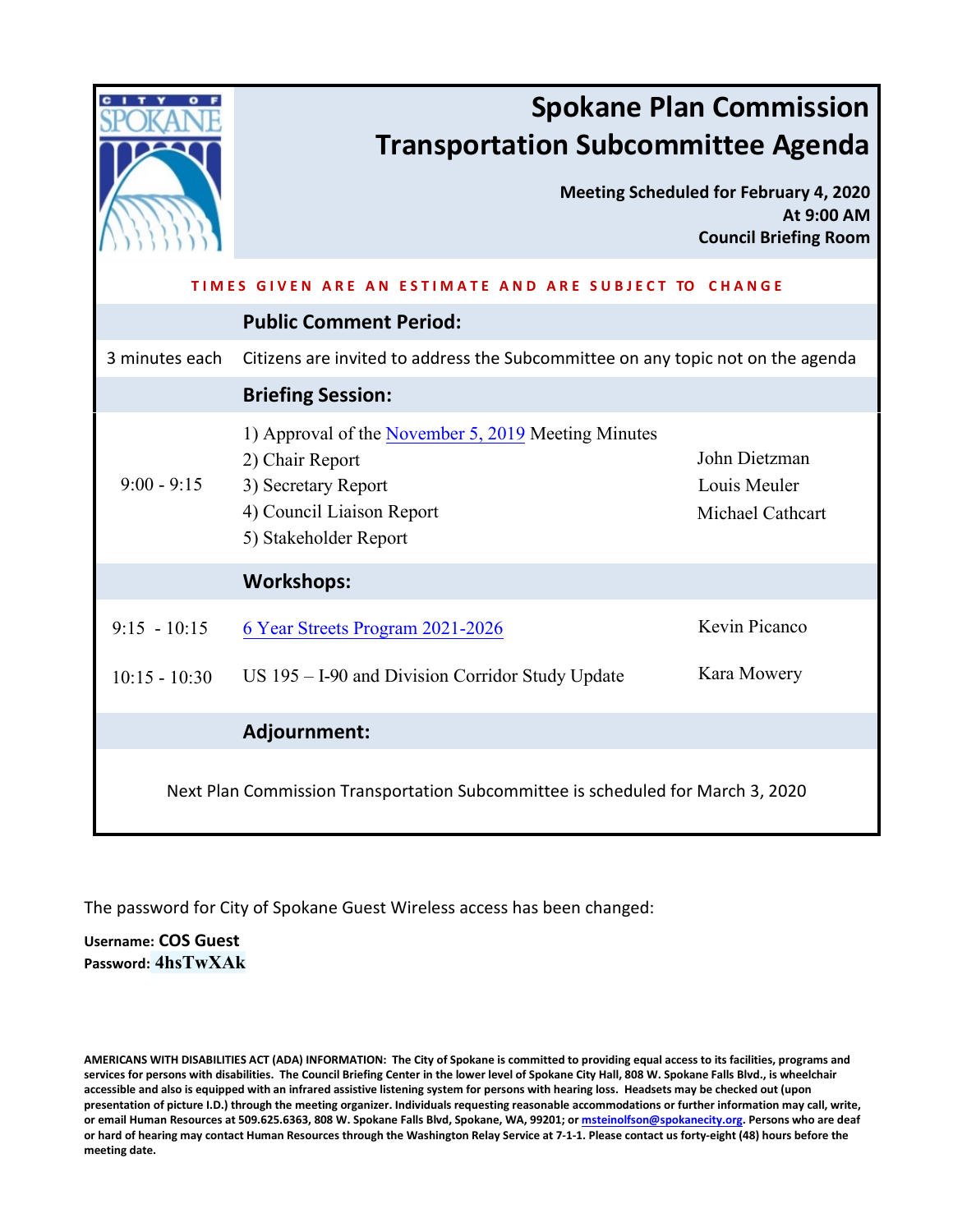# Spokane Plan Commission Transportation Subcommittee Agenda

**Meeting Scheduled for February 4, 2020**
**At 9:00 AM**
**Council Briefing Room**

**TIMES GIVEN ARE AN ESTIMATE AND ARE SUBJECT TO CHANGE**

| | | |
|---|---|---|
| | **Public Comment Period:** | |
| 3 minutes each | Citizens are invited to address the Subcommittee on any topic not on the agenda | |
| | **Briefing Session:** | |
| 9:00 - 9:15 | 1) Approval of the November 5, 2019 Meeting Minutes<br>2) Chair Report<br>3) Secretary Report<br>4) Council Liaison Report<br>5) Stakeholder Report | John Dietzman<br>Louis Meuler<br>Michael Cathcart |
| | **Workshops:** | |
| 9:15 - 10:15 | 6 Year Streets Program 2021-2026 | Kevin Picanco |
| 10:15 - 10:30 | US 195 – I-90 and Division Corridor Study Update | Kara Mowery |
| | **Adjournment:** | |

Next Plan Commission Transportation Subcommittee is scheduled for March 3, 2020

The password for City of Spokane Guest Wireless access has been changed:

**Username: COS Guest**
**Password: 4hsTwXAk**

**AMERICANS WITH DISABILITIES ACT (ADA) INFORMATION: The City of Spokane is committed to providing equal access to its facilities, programs and services for persons with disabilities. The Council Briefing Center in the lower level of Spokane City Hall, 808 W. Spokane Falls Blvd., is wheelchair accessible and also is equipped with an infrared assistive listening system for persons with hearing loss. Headsets may be checked out (upon presentation of picture I.D.) through the meeting organizer. Individuals requesting reasonable accommodations or further information may call, write, or email Human Resources at 509.625.6363, 808 W. Spokane Falls Blvd, Spokane, WA, 99201; or msteinolfson@spokanecity.org. Persons who are deaf or hard of hearing may contact Human Resources through the Washington Relay Service at 7-1-1. Please contact us forty-eight (48) hours before the meeting date.**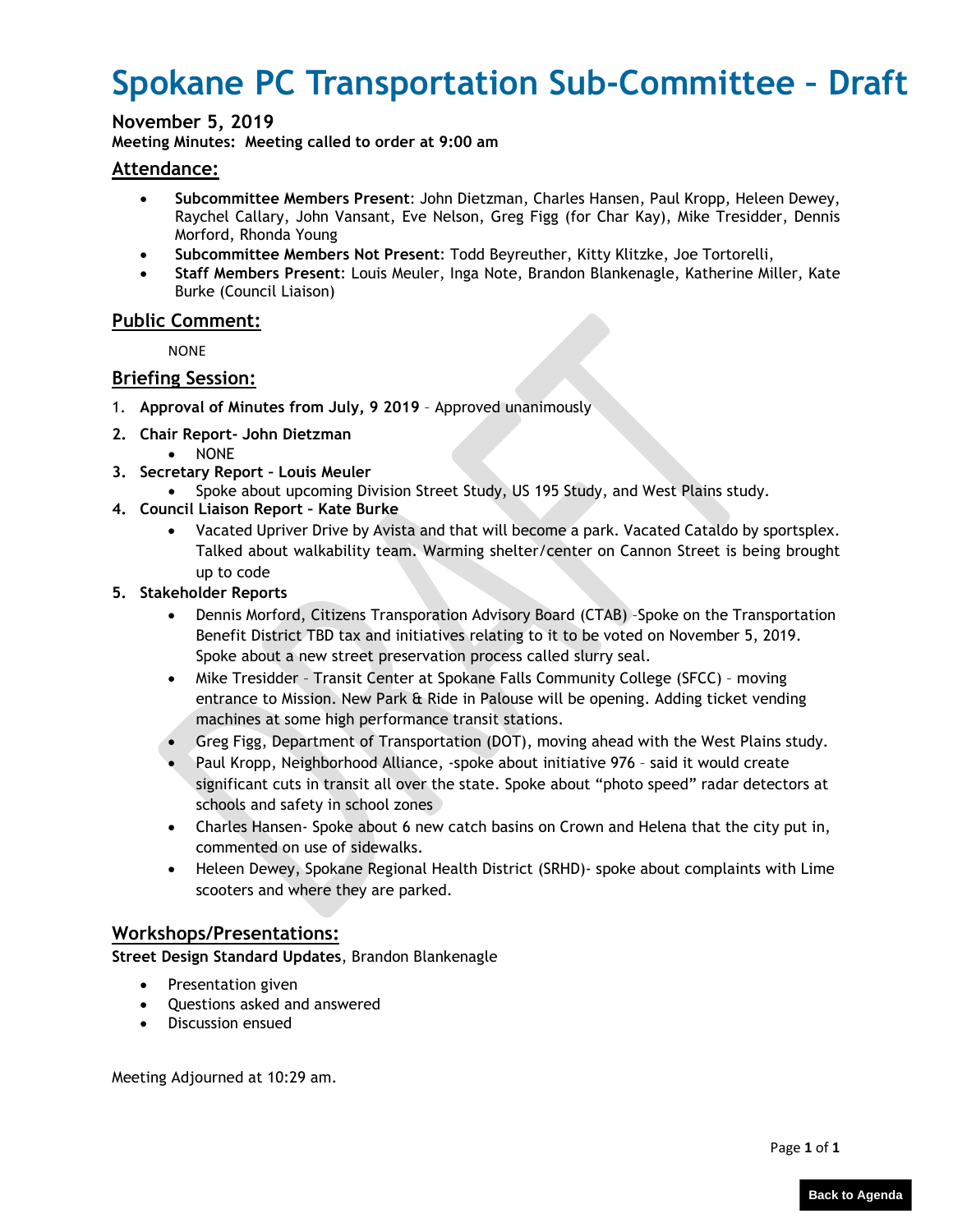# Spokane PC Transportation Sub-Committee – Draft

### November 5, 2019

**Meeting Minutes: Meeting called to order at 9:00 am**

## Attendance:

- **Subcommittee Members Present**: John Dietzman, Charles Hansen, Paul Kropp, Heleen Dewey, Raychel Callary, John Vansant, Eve Nelson, Greg Figg (for Char Kay), Mike Tresidder, Dennis Morford, Rhonda Young
- **Subcommittee Members Not Present**: Todd Beyreuther, Kitty Klitzke, Joe Tortorelli,
- **Staff Members Present**: Louis Meuler, Inga Note, Brandon Blankenagle, Katherine Miller, Kate Burke (Council Liaison)

## Public Comment:

NONE

## Briefing Session:

1. **Approval of Minutes from July, 9 2019** – Approved unanimously
2. **Chair Report- John Dietzman**
   - NONE
3. **Secretary Report – Louis Meuler**
   - Spoke about upcoming Division Street Study, US 195 Study, and West Plains study.
4. **Council Liaison Report – Kate Burke**
   - Vacated Upriver Drive by Avista and that will become a park. Vacated Cataldo by sportsplex. Talked about walkability team. Warming shelter/center on Cannon Street is being brought up to code
5. **Stakeholder Reports**
   - Dennis Morford, Citizens Transporation Advisory Board (CTAB) –Spoke on the Transportation Benefit District TBD tax and initiatives relating to it to be voted on November 5, 2019. Spoke about a new street preservation process called slurry seal.
   - Mike Tresidder – Transit Center at Spokane Falls Community College (SFCC) – moving entrance to Mission. New Park & Ride in Palouse will be opening. Adding ticket vending machines at some high performance transit stations.
   - Greg Figg, Department of Transportation (DOT), moving ahead with the West Plains study.
   - Paul Kropp, Neighborhood Alliance, -spoke about initiative 976 – said it would create significant cuts in transit all over the state. Spoke about "photo speed" radar detectors at schools and safety in school zones
   - Charles Hansen- Spoke about 6 new catch basins on Crown and Helena that the city put in, commented on use of sidewalks.
   - Heleen Dewey, Spokane Regional Health District (SRHD)- spoke about complaints with Lime scooters and where they are parked.

## Workshops/Presentations:

**Street Design Standard Updates**, Brandon Blankenagle

- Presentation given
- Questions asked and answered
- Discussion ensued

Meeting Adjourned at 10:29 am.

Back to Agenda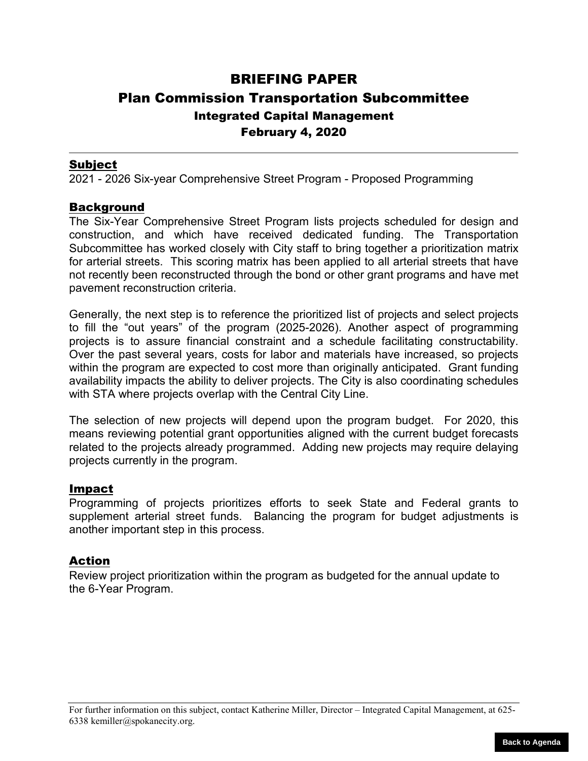# BRIEFING PAPER

## Plan Commission Transportation Subcommittee

### Integrated Capital Management

### February 4, 2020

---

**Subject**

2021 - 2026 Six-year Comprehensive Street Program - Proposed Programming

**Background**

The Six-Year Comprehensive Street Program lists projects scheduled for design and construction, and which have received dedicated funding. The Transportation Subcommittee has worked closely with City staff to bring together a prioritization matrix for arterial streets. This scoring matrix has been applied to all arterial streets that have not recently been reconstructed through the bond or other grant programs and have met pavement reconstruction criteria.

Generally, the next step is to reference the prioritized list of projects and select projects to fill the "out years" of the program (2025-2026). Another aspect of programming projects is to assure financial constraint and a schedule facilitating constructability. Over the past several years, costs for labor and materials have increased, so projects within the program are expected to cost more than originally anticipated. Grant funding availability impacts the ability to deliver projects. The City is also coordinating schedules with STA where projects overlap with the Central City Line.

The selection of new projects will depend upon the program budget. For 2020, this means reviewing potential grant opportunities aligned with the current budget forecasts related to the projects already programmed. Adding new projects may require delaying projects currently in the program.

**Impact**

Programming of projects prioritizes efforts to seek State and Federal grants to supplement arterial street funds. Balancing the program for budget adjustments is another important step in this process.

**Action**

Review project prioritization within the program as budgeted for the annual update to the 6-Year Program.

---

For further information on this subject, contact Katherine Miller, Director – Integrated Capital Management, at 625-6338 kemiller@spokanecity.org.

Back to Agenda